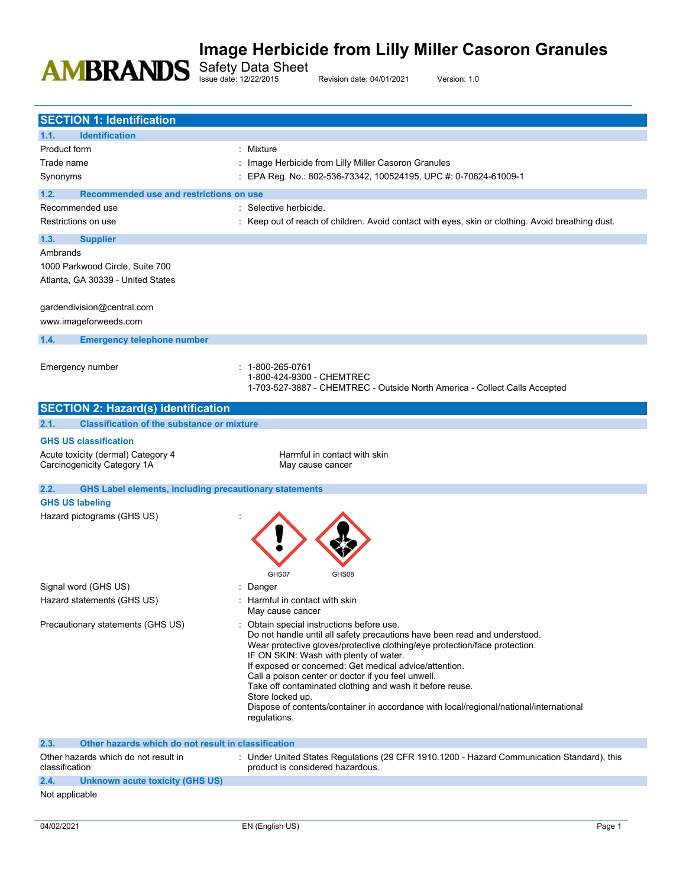# Image Herbicide from Lilly Miller Casoron Granules

Safety Data Sheet

Issue date: 12/22/2015 Revision date: 04/01/2021 Version: 1.0

## SECTION 1: Identification

### 1.1. Identification

| | |
|---|---|
| Product form | : Mixture |
| Trade name | : Image Herbicide from Lilly Miller Casoron Granules |
| Synonyms | : EPA Reg. No.: 802-536-73342, 100524195, UPC #: 0-70624-61009-1 |

### 1.2. Recommended use and restrictions on use

| | |
|---|---|
| Recommended use | : Selective herbicide. |
| Restrictions on use | : Keep out of reach of children. Avoid contact with eyes, skin or clothing. Avoid breathing dust. |

### 1.3. Supplier

Ambrands
1000 Parkwood Circle, Suite 700
Atlanta, GA 30339 - United States

gardendivision@central.com
www.imageforweeds.com

### 1.4. Emergency telephone number

Emergency number : 1-800-265-0761
1-800-424-9300 - CHEMTREC
1-703-527-3887 - CHEMTREC - Outside North America - Collect Calls Accepted

## SECTION 2: Hazard(s) identification

### 2.1. Classification of the substance or mixture

**GHS US classification**

| | |
|---|---|
| Acute toxicity (dermal) Category 4 | Harmful in contact with skin |
| Carcinogenicity Category 1A | May cause cancer |

### 2.2. GHS Label elements, including precautionary statements

**GHS US labeling**

Hazard pictograms (GHS US) : GHS07 GHS08

Signal word (GHS US) : Danger

Hazard statements (GHS US) : Harmful in contact with skin
May cause cancer

Precautionary statements (GHS US) : Obtain special instructions before use.
Do not handle until all safety precautions have been read and understood.
Wear protective gloves/protective clothing/eye protection/face protection.
IF ON SKIN: Wash with plenty of water.
If exposed or concerned: Get medical advice/attention.
Call a poison center or doctor if you feel unwell.
Take off contaminated clothing and wash it before reuse.
Store locked up.
Dispose of contents/container in accordance with local/regional/national/international regulations.

### 2.3. Other hazards which do not result in classification

Other hazards which do not result in classification : Under United States Regulations (29 CFR 1910.1200 - Hazard Communication Standard), this product is considered hazardous.

### 2.4. Unknown acute toxicity (GHS US)

Not applicable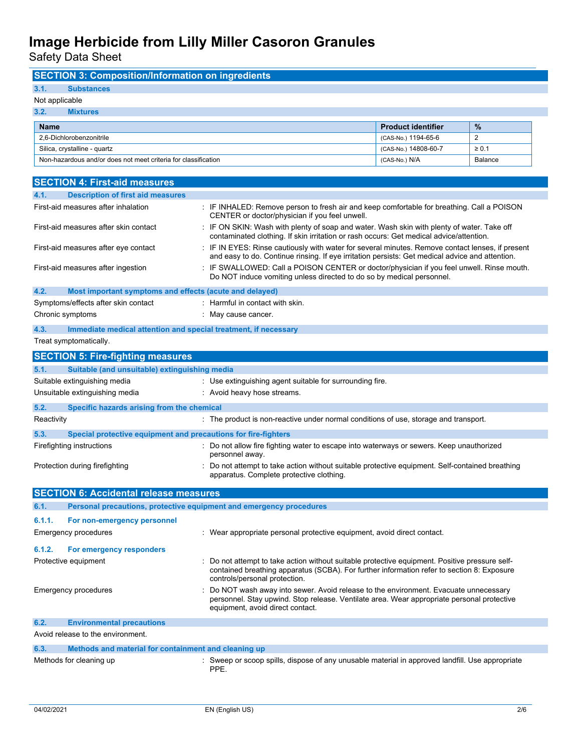## SECTION 3: Composition/Information on ingredients

### 3.1. Substances

Not applicable

### 3.2. Mixtures

| Name | Product identifier | % |
|---|---|---|
| 2,6-Dichlorobenzonitrile | (CAS-No.) 1194-65-6 | 2 |
| Silica, crystalline - quartz | (CAS-No.) 14808-60-7 | ≥ 0.1 |
| Non-hazardous and/or does not meet criteria for classification | (CAS-No.) N/A | Balance |

## SECTION 4: First-aid measures

### 4.1. Description of first aid measures

First-aid measures after inhalation : IF INHALED: Remove person to fresh air and keep comfortable for breathing. Call a POISON CENTER or doctor/physician if you feel unwell.

First-aid measures after skin contact : IF ON SKIN: Wash with plenty of soap and water. Wash skin with plenty of water. Take off contaminated clothing. If skin irritation or rash occurs: Get medical advice/attention.

First-aid measures after eye contact : IF IN EYES: Rinse cautiously with water for several minutes. Remove contact lenses, if present and easy to do. Continue rinsing. If eye irritation persists: Get medical advice and attention.

First-aid measures after ingestion : IF SWALLOWED: Call a POISON CENTER or doctor/physician if you feel unwell. Rinse mouth. Do NOT induce vomiting unless directed to do so by medical personnel.

### 4.2. Most important symptoms and effects (acute and delayed)

Symptoms/effects after skin contact : Harmful in contact with skin.

Chronic symptoms : May cause cancer.

### 4.3. Immediate medical attention and special treatment, if necessary

Treat symptomatically.

## SECTION 5: Fire-fighting measures

### 5.1. Suitable (and unsuitable) extinguishing media

Suitable extinguishing media : Use extinguishing agent suitable for surrounding fire.

Unsuitable extinguishing media : Avoid heavy hose streams.

### 5.2. Specific hazards arising from the chemical

Reactivity : The product is non-reactive under normal conditions of use, storage and transport.

### 5.3. Special protective equipment and precautions for fire-fighters

Firefighting instructions : Do not allow fire fighting water to escape into waterways or sewers. Keep unauthorized personnel away.

Protection during firefighting : Do not attempt to take action without suitable protective equipment. Self-contained breathing apparatus. Complete protective clothing.

## SECTION 6: Accidental release measures

### 6.1. Personal precautions, protective equipment and emergency procedures

#### 6.1.1. For non-emergency personnel

Emergency procedures : Wear appropriate personal protective equipment, avoid direct contact.

#### 6.1.2. For emergency responders

Protective equipment : Do not attempt to take action without suitable protective equipment. Positive pressure self-contained breathing apparatus (SCBA). For further information refer to section 8: Exposure controls/personal protection.

Emergency procedures : Do NOT wash away into sewer. Avoid release to the environment. Evacuate unnecessary personnel. Stay upwind. Stop release. Ventilate area. Wear appropriate personal protective equipment, avoid direct contact.

### 6.2. Environmental precautions

Avoid release to the environment.

### 6.3. Methods and material for containment and cleaning up

Methods for cleaning up : Sweep or scoop spills, dispose of any unusable material in approved landfill. Use appropriate PPE.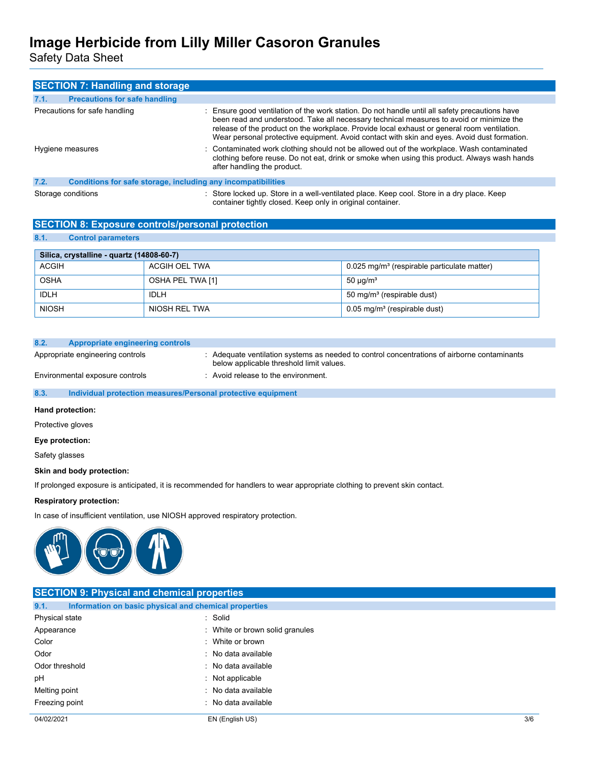## SECTION 7: Handling and storage

### 7.1. Precautions for safe handling

Precautions for safe handling : Ensure good ventilation of the work station. Do not handle until all safety precautions have been read and understood. Take all necessary technical measures to avoid or minimize the release of the product on the workplace. Provide local exhaust or general room ventilation. Wear personal protective equipment. Avoid contact with skin and eyes. Avoid dust formation.

Hygiene measures : Contaminated work clothing should not be allowed out of the workplace. Wash contaminated clothing before reuse. Do not eat, drink or smoke when using this product. Always wash hands after handling the product.

### 7.2. Conditions for safe storage, including any incompatibilities

Storage conditions : Store locked up. Store in a well-ventilated place. Keep cool. Store in a dry place. Keep container tightly closed. Keep only in original container.

## SECTION 8: Exposure controls/personal protection

### 8.1. Control parameters

| Silica, crystalline - quartz (14808-60-7) | | |
|---|---|---|
| ACGIH | ACGIH OEL TWA | 0.025 mg/m³ (respirable particulate matter) |
| OSHA | OSHA PEL TWA [1] | 50 µg/m³ |
| IDLH | IDLH | 50 mg/m³ (respirable dust) |
| NIOSH | NIOSH REL TWA | 0.05 mg/m³ (respirable dust) |

### 8.2. Appropriate engineering controls

Appropriate engineering controls : Adequate ventilation systems as needed to control concentrations of airborne contaminants below applicable threshold limit values.

Environmental exposure controls : Avoid release to the environment.

### 8.3. Individual protection measures/Personal protective equipment

**Hand protection:**

Protective gloves

**Eye protection:**

Safety glasses

**Skin and body protection:**

If prolonged exposure is anticipated, it is recommended for handlers to wear appropriate clothing to prevent skin contact.

**Respiratory protection:**

In case of insufficient ventilation, use NIOSH approved respiratory protection.

## SECTION 9: Physical and chemical properties

### 9.1. Information on basic physical and chemical properties

Physical state : Solid

Appearance : White or brown solid granules

Color : White or brown

Odor : No data available

Odor threshold : No data available

pH : Not applicable

Melting point : No data available

Freezing point : No data available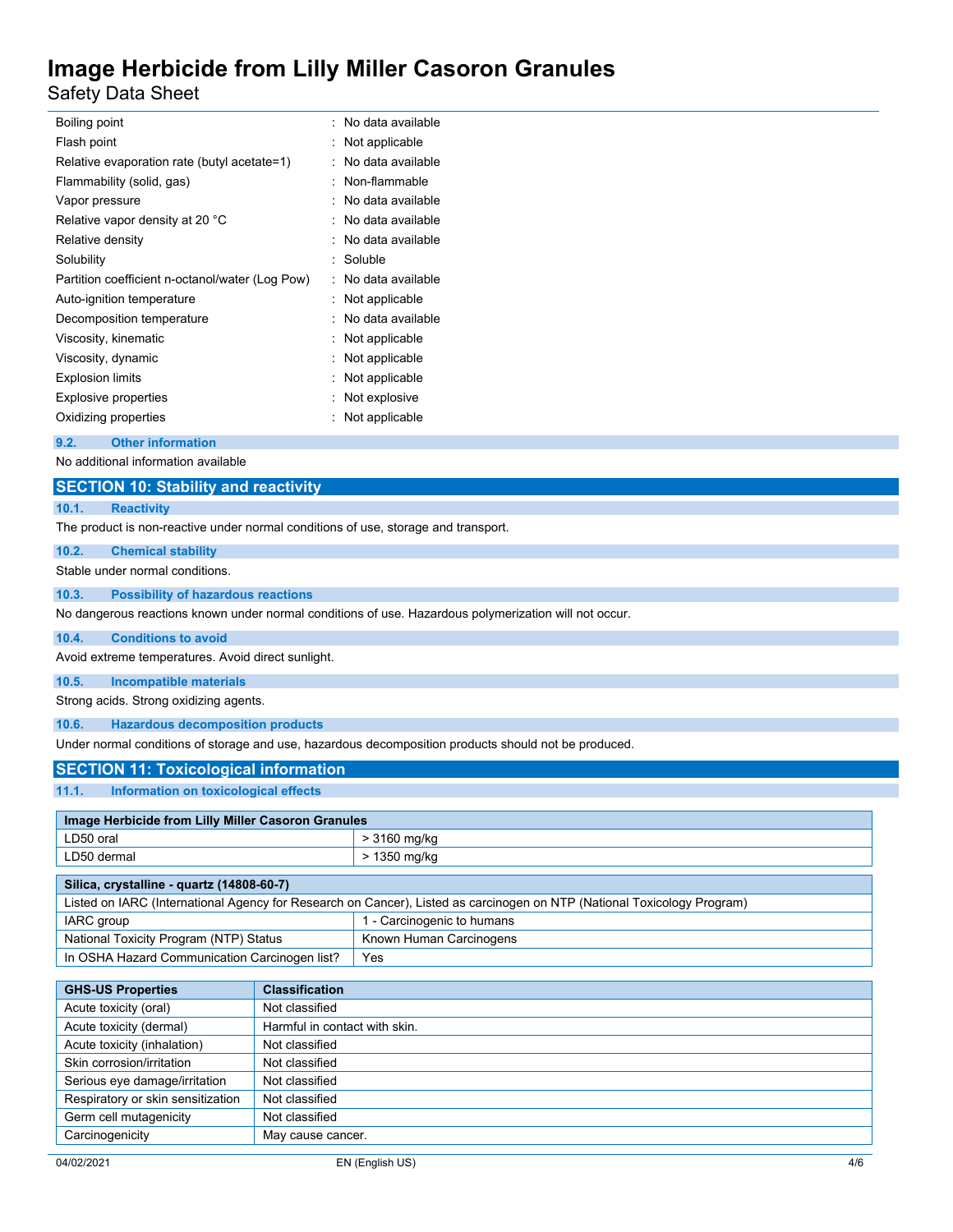| | |
|---|---|
| Boiling point | : No data available |
| Flash point | : Not applicable |
| Relative evaporation rate (butyl acetate=1) | : No data available |
| Flammability (solid, gas) | : Non-flammable |
| Vapor pressure | : No data available |
| Relative vapor density at 20 °C | : No data available |
| Relative density | : No data available |
| Solubility | : Soluble |
| Partition coefficient n-octanol/water (Log Pow) | : No data available |
| Auto-ignition temperature | : Not applicable |
| Decomposition temperature | : No data available |
| Viscosity, kinematic | : Not applicable |
| Viscosity, dynamic | : Not applicable |
| Explosion limits | : Not applicable |
| Explosive properties | : Not explosive |
| Oxidizing properties | : Not applicable |

### 9.2. Other information

No additional information available

## SECTION 10: Stability and reactivity

### 10.1. Reactivity

The product is non-reactive under normal conditions of use, storage and transport.

### 10.2. Chemical stability

Stable under normal conditions.

### 10.3. Possibility of hazardous reactions

No dangerous reactions known under normal conditions of use. Hazardous polymerization will not occur.

### 10.4. Conditions to avoid

Avoid extreme temperatures. Avoid direct sunlight.

### 10.5. Incompatible materials

Strong acids. Strong oxidizing agents.

### 10.6. Hazardous decomposition products

Under normal conditions of storage and use, hazardous decomposition products should not be produced.

## SECTION 11: Toxicological information

### 11.1. Information on toxicological effects

| Image Herbicide from Lilly Miller Casoron Granules | |
|---|---|
| LD50 oral | > 3160 mg/kg |
| LD50 dermal | > 1350 mg/kg |

| Silica, crystalline - quartz (14808-60-7) | |
|---|---|
| Listed on IARC (International Agency for Research on Cancer), Listed as carcinogen on NTP (National Toxicology Program) | |
| IARC group | 1 - Carcinogenic to humans |
| National Toxicity Program (NTP) Status | Known Human Carcinogens |
| In OSHA Hazard Communication Carcinogen list? | Yes |

| GHS-US Properties | Classification |
|---|---|
| Acute toxicity (oral) | Not classified |
| Acute toxicity (dermal) | Harmful in contact with skin. |
| Acute toxicity (inhalation) | Not classified |
| Skin corrosion/irritation | Not classified |
| Serious eye damage/irritation | Not classified |
| Respiratory or skin sensitization | Not classified |
| Germ cell mutagenicity | Not classified |
| Carcinogenicity | May cause cancer. |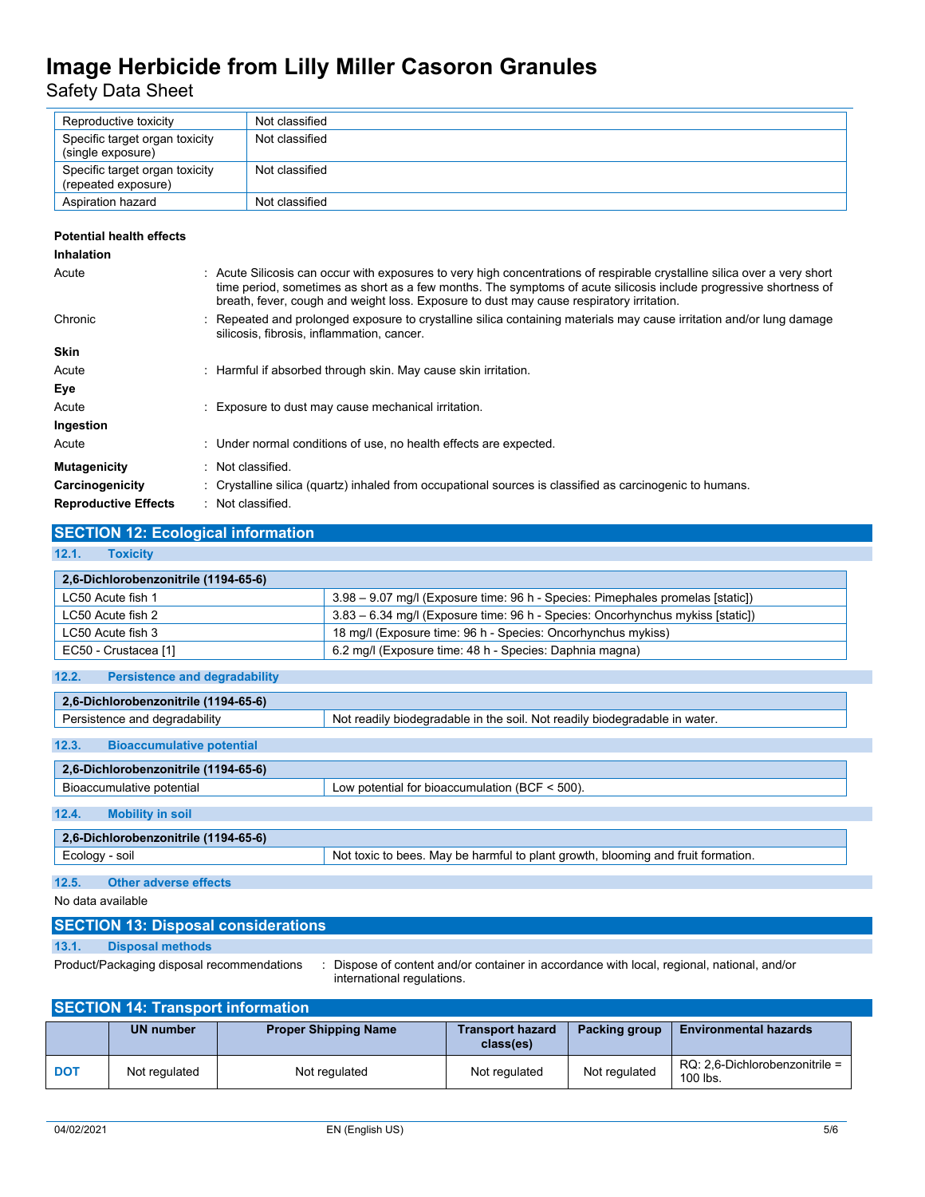| Reproductive toxicity | Not classified |
|---|---|
| Specific target organ toxicity (single exposure) | Not classified |
| Specific target organ toxicity (repeated exposure) | Not classified |
| Aspiration hazard | Not classified |

**Potential health effects**

**Inhalation**

Acute : Acute Silicosis can occur with exposures to very high concentrations of respirable crystalline silica over a very short time period, sometimes as short as a few months. The symptoms of acute silicosis include progressive shortness of breath, fever, cough and weight loss. Exposure to dust may cause respiratory irritation.

Chronic : Repeated and prolonged exposure to crystalline silica containing materials may cause irritation and/or lung damage silicosis, fibrosis, inflammation, cancer.

**Skin**

Acute : Harmful if absorbed through skin. May cause skin irritation.

**Eye**

Acute : Exposure to dust may cause mechanical irritation.

**Ingestion**

Acute : Under normal conditions of use, no health effects are expected.

**Mutagenicity** : Not classified.

**Carcinogenicity** : Crystalline silica (quartz) inhaled from occupational sources is classified as carcinogenic to humans.

**Reproductive Effects** : Not classified.

## SECTION 12: Ecological information

### 12.1. Toxicity

| 2,6-Dichlorobenzonitrile (1194-65-6) | |
|---|---|
| LC50 Acute fish 1 | 3.98 – 9.07 mg/l (Exposure time: 96 h - Species: Pimephales promelas [static]) |
| LC50 Acute fish 2 | 3.83 – 6.34 mg/l (Exposure time: 96 h - Species: Oncorhynchus mykiss [static]) |
| LC50 Acute fish 3 | 18 mg/l (Exposure time: 96 h - Species: Oncorhynchus mykiss) |
| EC50 - Crustacea [1] | 6.2 mg/l (Exposure time: 48 h - Species: Daphnia magna) |

### 12.2. Persistence and degradability

| 2,6-Dichlorobenzonitrile (1194-65-6) | |
|---|---|
| Persistence and degradability | Not readily biodegradable in the soil. Not readily biodegradable in water. |

### 12.3. Bioaccumulative potential

| 2,6-Dichlorobenzonitrile (1194-65-6) | |
|---|---|
| Bioaccumulative potential | Low potential for bioaccumulation (BCF < 500). |

### 12.4. Mobility in soil

| 2,6-Dichlorobenzonitrile (1194-65-6) | |
|---|---|
| Ecology - soil | Not toxic to bees. May be harmful to plant growth, blooming and fruit formation. |

### 12.5. Other adverse effects

No data available

## SECTION 13: Disposal considerations

### 13.1. Disposal methods

Product/Packaging disposal recommendations : Dispose of content and/or container in accordance with local, regional, national, and/or international regulations.

## SECTION 14: Transport information

| | UN number | Proper Shipping Name | Transport hazard class(es) | Packing group | Environmental hazards |
|---|---|---|---|---|---|
| DOT | Not regulated | Not regulated | Not regulated | Not regulated | RQ: 2,6-Dichlorobenzonitrile = 100 lbs. |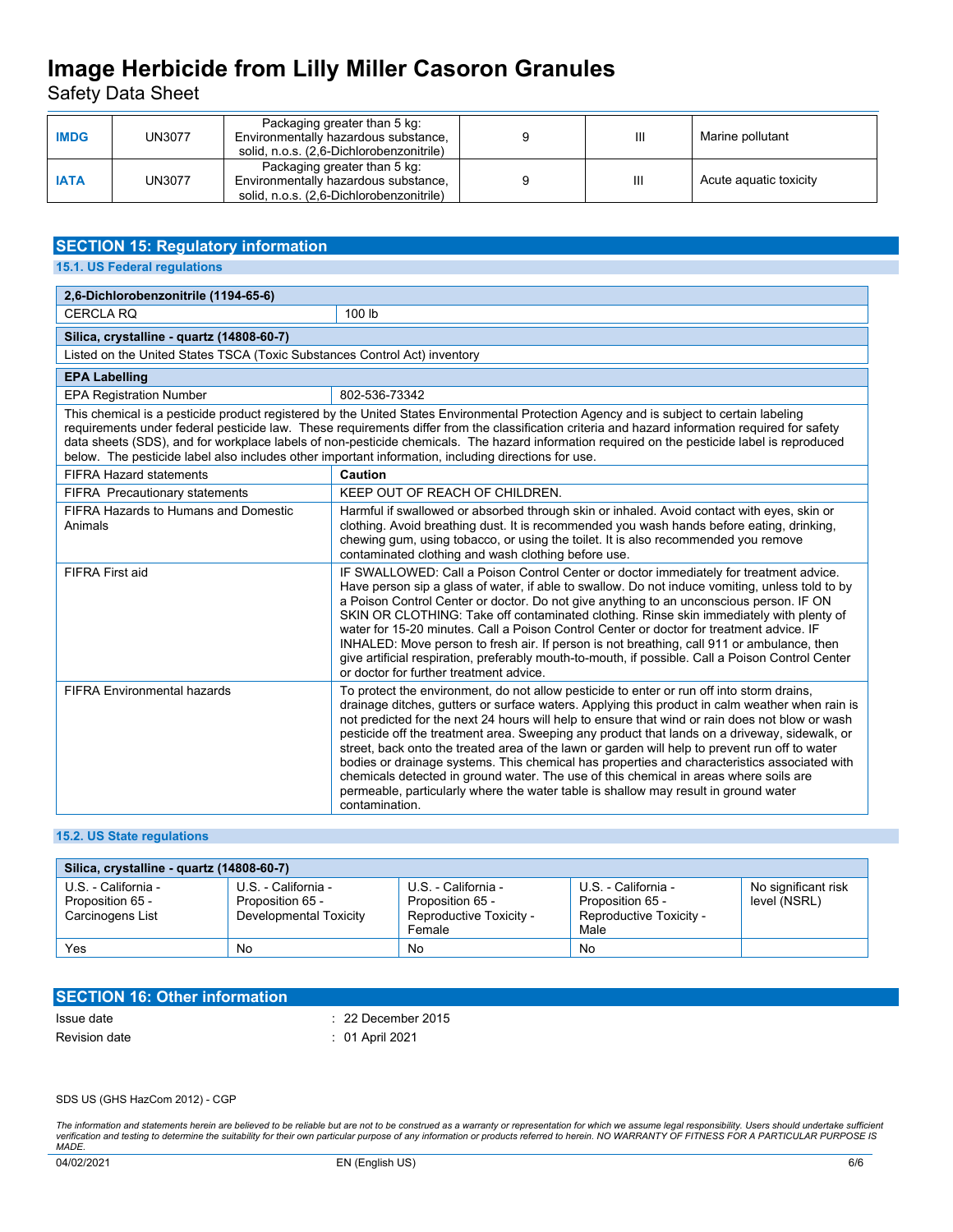| | | | | | |
|---|---|---|---|---|---|
| **IMDG** | UN3077 | Packaging greater than 5 kg: Environmentally hazardous substance, solid, n.o.s. (2,6-Dichlorobenzonitrile) | 9 | III | Marine pollutant |
| **IATA** | UN3077 | Packaging greater than 5 kg: Environmentally hazardous substance, solid, n.o.s. (2,6-Dichlorobenzonitrile) | 9 | III | Acute aquatic toxicity |

## SECTION 15: Regulatory information

### 15.1. US Federal regulations

| **2,6-Dichlorobenzonitrile (1194-65-6)** | |
|---|---|
| CERCLA RQ | 100 lb |

| **Silica, crystalline - quartz (14808-60-7)** |
|---|
| Listed on the United States TSCA (Toxic Substances Control Act) inventory |

| **EPA Labelling** | |
|---|---|
| EPA Registration Number | 802-536-73342 |
| This chemical is a pesticide product registered by the United States Environmental Protection Agency and is subject to certain labeling requirements under federal pesticide law. These requirements differ from the classification criteria and hazard information required for safety data sheets (SDS), and for workplace labels of non-pesticide chemicals. The hazard information required on the pesticide label is reproduced below. The pesticide label also includes other important information, including directions for use. | |
| FIFRA Hazard statements | **Caution** |
| FIFRA Precautionary statements | KEEP OUT OF REACH OF CHILDREN. |
| FIFRA Hazards to Humans and Domestic Animals | Harmful if swallowed or absorbed through skin or inhaled. Avoid contact with eyes, skin or clothing. Avoid breathing dust. It is recommended you wash hands before eating, drinking, chewing gum, using tobacco, or using the toilet. It is also recommended you remove contaminated clothing and wash clothing before use. |
| FIFRA First aid | IF SWALLOWED: Call a Poison Control Center or doctor immediately for treatment advice. Have person sip a glass of water, if able to swallow. Do not induce vomiting, unless told to by a Poison Control Center or doctor. Do not give anything to an unconscious person. IF ON SKIN OR CLOTHING: Take off contaminated clothing. Rinse skin immediately with plenty of water for 15-20 minutes. Call a Poison Control Center or doctor for treatment advice. IF INHALED: Move person to fresh air. If person is not breathing, call 911 or ambulance, then give artificial respiration, preferably mouth-to-mouth, if possible. Call a Poison Control Center or doctor for further treatment advice. |
| FIFRA Environmental hazards | To protect the environment, do not allow pesticide to enter or run off into storm drains, drainage ditches, gutters or surface waters. Applying this product in calm weather when rain is not predicted for the next 24 hours will help to ensure that wind or rain does not blow or wash pesticide off the treatment area. Sweeping any product that lands on a driveway, sidewalk, or street, back onto the treated area of the lawn or garden will help to prevent run off to water bodies or drainage systems. This chemical has properties and characteristics associated with chemicals detected in ground water. The use of this chemical in areas where soils are permeable, particularly where the water table is shallow may result in ground water contamination. |

### 15.2. US State regulations

| **Silica, crystalline - quartz (14808-60-7)** | | | | |
|---|---|---|---|---|
| U.S. - California - Proposition 65 - Carcinogens List | U.S. - California - Proposition 65 - Developmental Toxicity | U.S. - California - Proposition 65 - Reproductive Toxicity - Female | U.S. - California - Proposition 65 - Reproductive Toxicity - Male | No significant risk level (NSRL) |
| Yes | No | No | No | |

## SECTION 16: Other information

Issue date : 22 December 2015

Revision date : 01 April 2021

SDS US (GHS HazCom 2012) - CGP

*The information and statements herein are believed to be reliable but are not to be construed as a warranty or representation for which we assume legal responsibility. Users should undertake sufficient verification and testing to determine the suitability for their own particular purpose of any information or products referred to herein. NO WARRANTY OF FITNESS FOR A PARTICULAR PURPOSE IS MADE.*